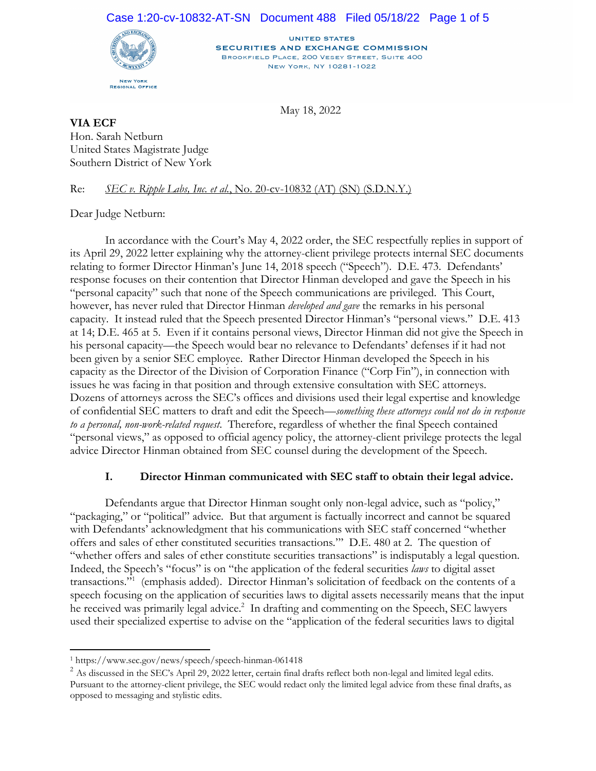UNITED STATES
SECURITIES AND EXCHANGE COMMISSION
BROOKFIELD PLACE, 200 VESEY STREET, SUITE 400
NEW YORK, NY 10281-1022

NEW YORK
REGIONAL OFFICE

May 18, 2022

**VIA ECF**
Hon. Sarah Netburn
United States Magistrate Judge
Southern District of New York

Re: *SEC v. Ripple Labs, Inc. et al.*, No. 20-cv-10832 (AT) (SN) (S.D.N.Y.)

Dear Judge Netburn:

In accordance with the Court's May 4, 2022 order, the SEC respectfully replies in support of its April 29, 2022 letter explaining why the attorney-client privilege protects internal SEC documents relating to former Director Hinman's June 14, 2018 speech ("Speech"). D.E. 473. Defendants' response focuses on their contention that Director Hinman developed and gave the Speech in his "personal capacity" such that none of the Speech communications are privileged. This Court, however, has never ruled that Director Hinman *developed and gave* the remarks in his personal capacity. It instead ruled that the Speech presented Director Hinman's "personal views." D.E. 413 at 14; D.E. 465 at 5. Even if it contains personal views, Director Hinman did not give the Speech in his personal capacity—the Speech would bear no relevance to Defendants' defenses if it had not been given by a senior SEC employee. Rather Director Hinman developed the Speech in his capacity as the Director of the Division of Corporation Finance ("Corp Fin"), in connection with issues he was facing in that position and through extensive consultation with SEC attorneys. Dozens of attorneys across the SEC's offices and divisions used their legal expertise and knowledge of confidential SEC matters to draft and edit the Speech—*something these attorneys could not do in response to a personal, non-work-related request*. Therefore, regardless of whether the final Speech contained "personal views," as opposed to official agency policy, the attorney-client privilege protects the legal advice Director Hinman obtained from SEC counsel during the development of the Speech.

## I. Director Hinman communicated with SEC staff to obtain their legal advice.

Defendants argue that Director Hinman sought only non-legal advice, such as "policy," "packaging," or "political" advice. But that argument is factually incorrect and cannot be squared with Defendants' acknowledgment that his communications with SEC staff concerned "whether offers and sales of ether constituted securities transactions.'" D.E. 480 at 2. The question of "whether offers and sales of ether constitute securities transactions" is indisputably a legal question. Indeed, the Speech's "focus" is on "the application of the federal securities *laws* to digital asset transactions."[1] (emphasis added). Director Hinman's solicitation of feedback on the contents of a speech focusing on the application of securities laws to digital assets necessarily means that the input he received was primarily legal advice.[2] In drafting and commenting on the Speech, SEC lawyers used their specialized expertise to advise on the "application of the federal securities laws to digital

---

[1] https://www.sec.gov/news/speech/speech-hinman-061418

[2] As discussed in the SEC's April 29, 2022 letter, certain final drafts reflect both non-legal and limited legal edits. Pursuant to the attorney-client privilege, the SEC would redact only the limited legal advice from these final drafts, as opposed to messaging and stylistic edits.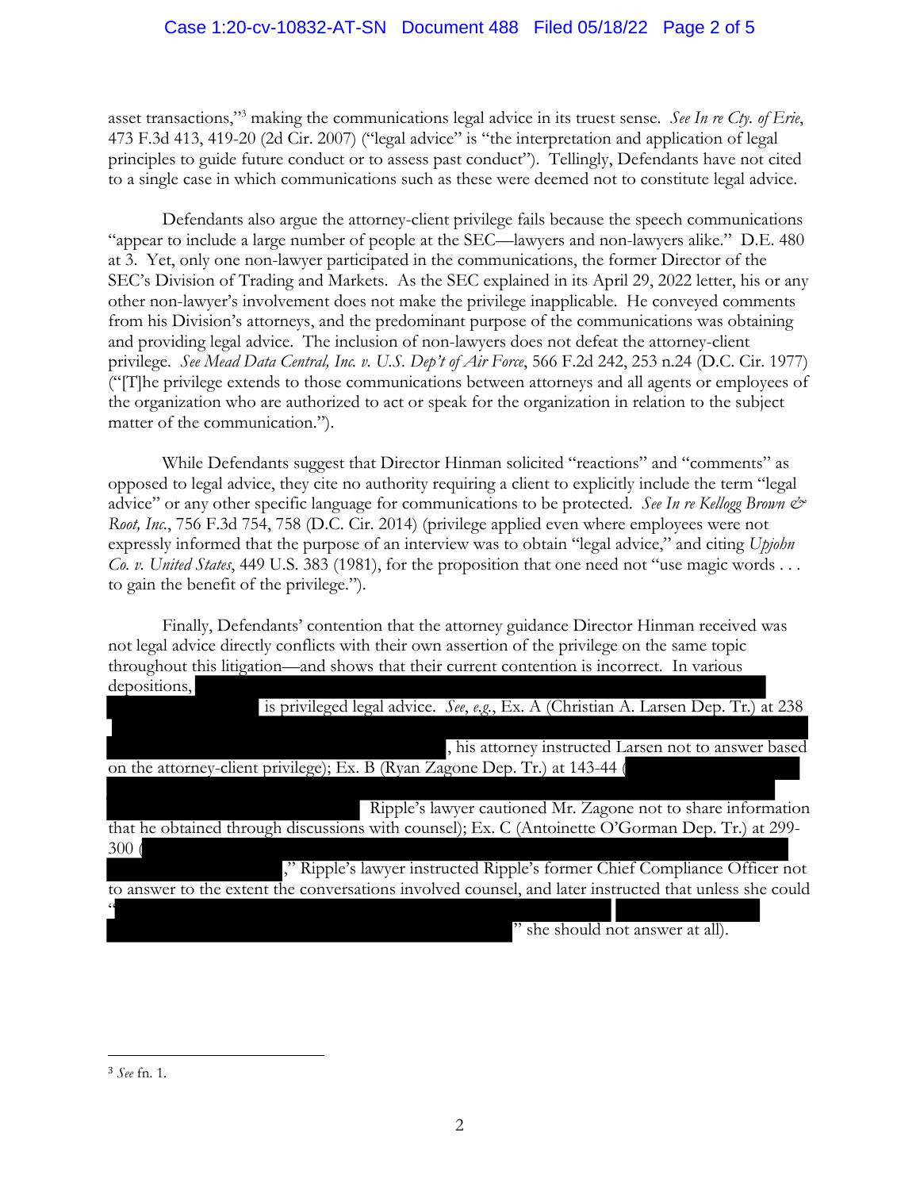asset transactions,"[3] making the communications legal advice in its truest sense. *See In re Cty. of Erie*, 473 F.3d 413, 419-20 (2d Cir. 2007) ("legal advice" is "the interpretation and application of legal principles to guide future conduct or to assess past conduct"). Tellingly, Defendants have not cited to a single case in which communications such as these were deemed not to constitute legal advice.

Defendants also argue the attorney-client privilege fails because the speech communications "appear to include a large number of people at the SEC—lawyers and non-lawyers alike." D.E. 480 at 3. Yet, only one non-lawyer participated in the communications, the former Director of the SEC's Division of Trading and Markets. As the SEC explained in its April 29, 2022 letter, his or any other non-lawyer's involvement does not make the privilege inapplicable. He conveyed comments from his Division's attorneys, and the predominant purpose of the communications was obtaining and providing legal advice. The inclusion of non-lawyers does not defeat the attorney-client privilege. *See Mead Data Central, Inc. v. U.S. Dep't of Air Force*, 566 F.2d 242, 253 n.24 (D.C. Cir. 1977) ("[T]he privilege extends to those communications between attorneys and all agents or employees of the organization who are authorized to act or speak for the organization in relation to the subject matter of the communication.").

While Defendants suggest that Director Hinman solicited "reactions" and "comments" as opposed to legal advice, they cite no authority requiring a client to explicitly include the term "legal advice" or any other specific language for communications to be protected. *See In re Kellogg Brown & Root, Inc.*, 756 F.3d 754, 758 (D.C. Cir. 2014) (privilege applied even where employees were not expressly informed that the purpose of an interview was to obtain "legal advice," and citing *Upjohn Co. v. United States*, 449 U.S. 383 (1981), for the proposition that one need not "use magic words . . . to gain the benefit of the privilege.").

Finally, Defendants' contention that the attorney guidance Director Hinman received was not legal advice directly conflicts with their own assertion of the privilege on the same topic throughout this litigation—and shows that their current contention is incorrect. In various depositions, [REDACTED] is privileged legal advice. *See, e.g.*, Ex. A (Christian A. Larsen Dep. Tr.) at 238 [REDACTED], his attorney instructed Larsen not to answer based on the attorney-client privilege); Ex. B (Ryan Zagone Dep. Tr.) at 143-44 ([REDACTED] Ripple's lawyer cautioned Mr. Zagone not to share information that he obtained through discussions with counsel); Ex. C (Antoinette O'Gorman Dep. Tr.) at 299-300 ([REDACTED]," Ripple's lawyer instructed Ripple's former Chief Compliance Officer not to answer to the extent the conversations involved counsel, and later instructed that unless she could "[REDACTED]" she should not answer at all).

---

[3] *See* fn. 1.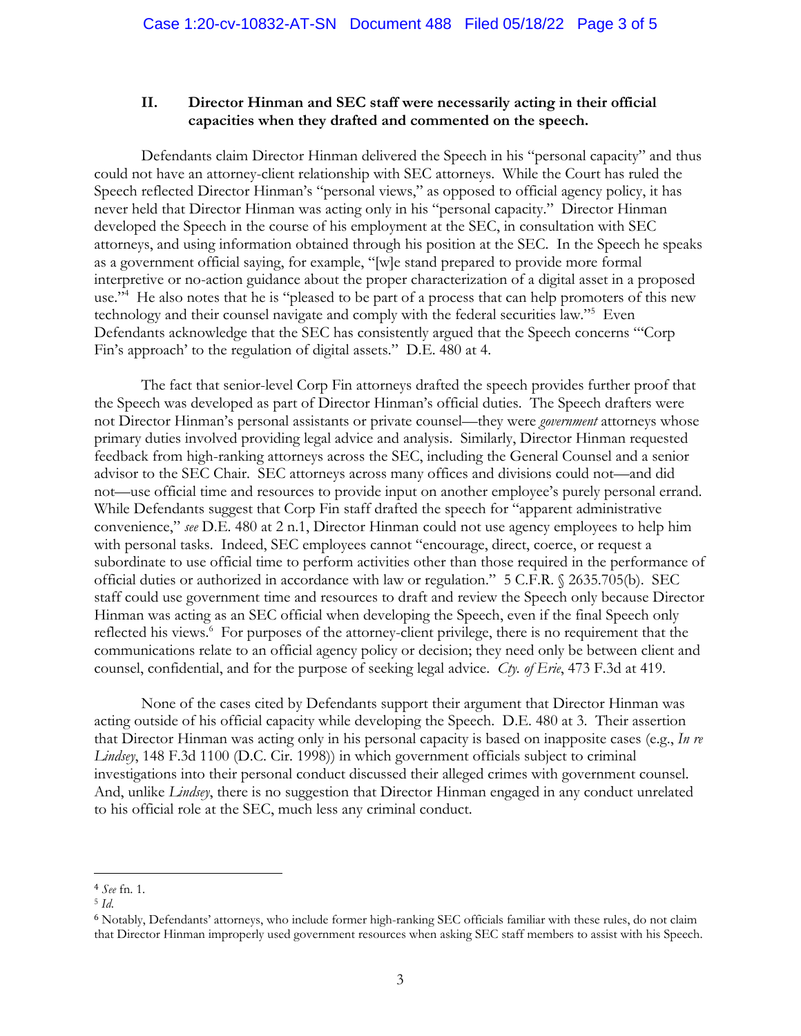## II. Director Hinman and SEC staff were necessarily acting in their official capacities when they drafted and commented on the speech.

Defendants claim Director Hinman delivered the Speech in his "personal capacity" and thus could not have an attorney-client relationship with SEC attorneys. While the Court has ruled the Speech reflected Director Hinman's "personal views," as opposed to official agency policy, it has never held that Director Hinman was acting only in his "personal capacity." Director Hinman developed the Speech in the course of his employment at the SEC, in consultation with SEC attorneys, and using information obtained through his position at the SEC. In the Speech he speaks as a government official saying, for example, "[w]e stand prepared to provide more formal interpretive or no-action guidance about the proper characterization of a digital asset in a proposed use."[4] He also notes that he is "pleased to be part of a process that can help promoters of this new technology and their counsel navigate and comply with the federal securities law."[5] Even Defendants acknowledge that the SEC has consistently argued that the Speech concerns "'Corp Fin's approach' to the regulation of digital assets." D.E. 480 at 4.

The fact that senior-level Corp Fin attorneys drafted the speech provides further proof that the Speech was developed as part of Director Hinman's official duties. The Speech drafters were not Director Hinman's personal assistants or private counsel—they were *government* attorneys whose primary duties involved providing legal advice and analysis. Similarly, Director Hinman requested feedback from high-ranking attorneys across the SEC, including the General Counsel and a senior advisor to the SEC Chair. SEC attorneys across many offices and divisions could not—and did not—use official time and resources to provide input on another employee's purely personal errand. While Defendants suggest that Corp Fin staff drafted the speech for "apparent administrative convenience," *see* D.E. 480 at 2 n.1, Director Hinman could not use agency employees to help him with personal tasks. Indeed, SEC employees cannot "encourage, direct, coerce, or request a subordinate to use official time to perform activities other than those required in the performance of official duties or authorized in accordance with law or regulation." 5 C.F.R. § 2635.705(b). SEC staff could use government time and resources to draft and review the Speech only because Director Hinman was acting as an SEC official when developing the Speech, even if the final Speech only reflected his views.[6] For purposes of the attorney-client privilege, there is no requirement that the communications relate to an official agency policy or decision; they need only be between client and counsel, confidential, and for the purpose of seeking legal advice. *Cty. of Erie*, 473 F.3d at 419.

None of the cases cited by Defendants support their argument that Director Hinman was acting outside of his official capacity while developing the Speech. D.E. 480 at 3. Their assertion that Director Hinman was acting only in his personal capacity is based on inapposite cases (e.g., *In re Lindsey*, 148 F.3d 1100 (D.C. Cir. 1998)) in which government officials subject to criminal investigations into their personal conduct discussed their alleged crimes with government counsel. And, unlike *Lindsey*, there is no suggestion that Director Hinman engaged in any conduct unrelated to his official role at the SEC, much less any criminal conduct.

---

[4] *See* fn. 1.

[5] *Id.*

[6] Notably, Defendants' attorneys, who include former high-ranking SEC officials familiar with these rules, do not claim that Director Hinman improperly used government resources when asking SEC staff members to assist with his Speech.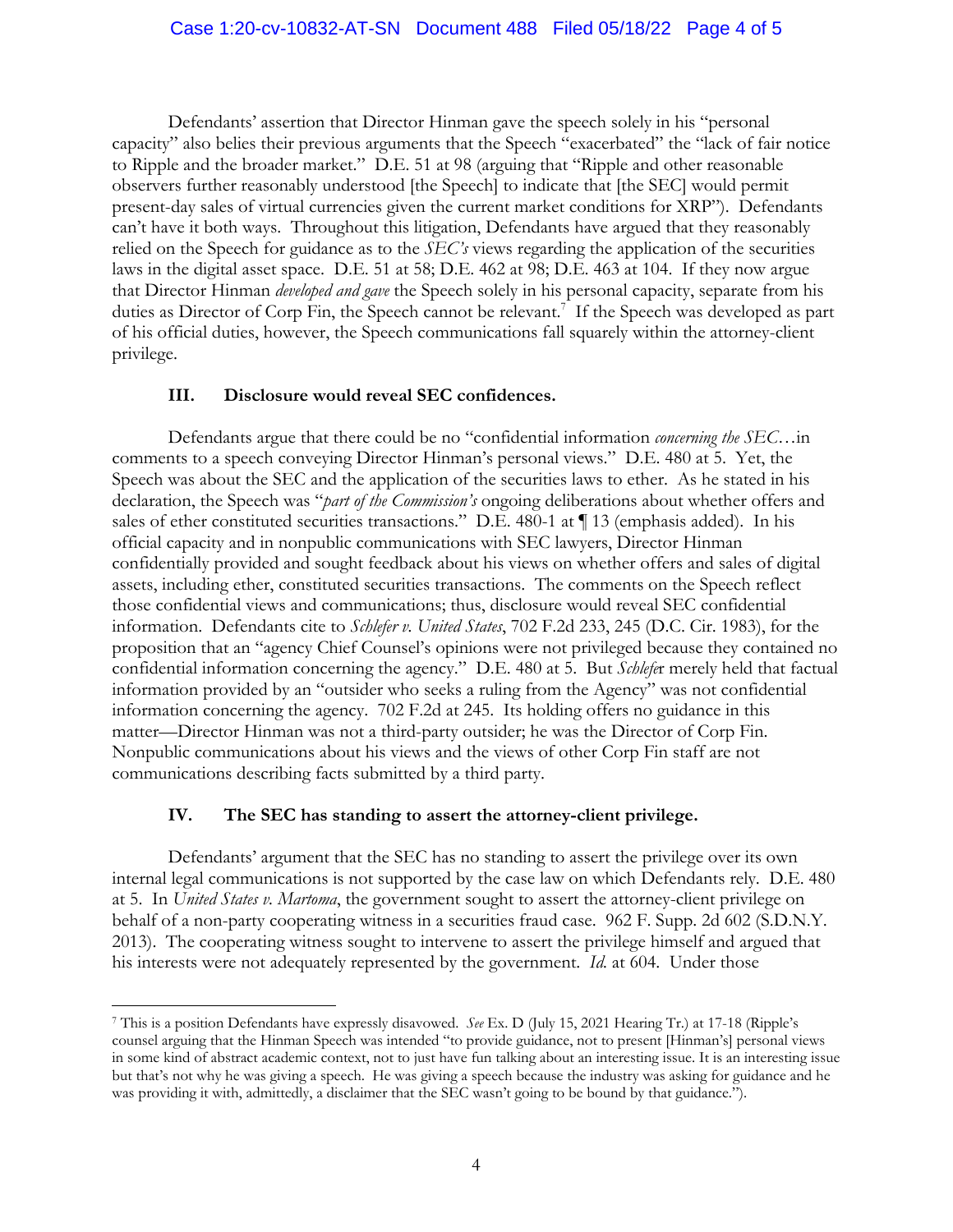Defendants' assertion that Director Hinman gave the speech solely in his "personal capacity" also belies their previous arguments that the Speech "exacerbated" the "lack of fair notice to Ripple and the broader market." D.E. 51 at 98 (arguing that "Ripple and other reasonable observers further reasonably understood [the Speech] to indicate that [the SEC] would permit present-day sales of virtual currencies given the current market conditions for XRP"). Defendants can't have it both ways. Throughout this litigation, Defendants have argued that they reasonably relied on the Speech for guidance as to the *SEC's* views regarding the application of the securities laws in the digital asset space. D.E. 51 at 58; D.E. 462 at 98; D.E. 463 at 104. If they now argue that Director Hinman *developed and gave* the Speech solely in his personal capacity, separate from his duties as Director of Corp Fin, the Speech cannot be relevant.[7] If the Speech was developed as part of his official duties, however, the Speech communications fall squarely within the attorney-client privilege.

### III. Disclosure would reveal SEC confidences.

Defendants argue that there could be no "confidential information *concerning the SEC*…in comments to a speech conveying Director Hinman's personal views." D.E. 480 at 5. Yet, the Speech was about the SEC and the application of the securities laws to ether. As he stated in his declaration, the Speech was "*part of the Commission's* ongoing deliberations about whether offers and sales of ether constituted securities transactions." D.E. 480-1 at ¶ 13 (emphasis added). In his official capacity and in nonpublic communications with SEC lawyers, Director Hinman confidentially provided and sought feedback about his views on whether offers and sales of digital assets, including ether, constituted securities transactions. The comments on the Speech reflect those confidential views and communications; thus, disclosure would reveal SEC confidential information. Defendants cite to *Schlefer v. United States*, 702 F.2d 233, 245 (D.C. Cir. 1983), for the proposition that an "agency Chief Counsel's opinions were not privileged because they contained no confidential information concerning the agency." D.E. 480 at 5. But *Schlefer* merely held that factual information provided by an "outsider who seeks a ruling from the Agency" was not confidential information concerning the agency. 702 F.2d at 245. Its holding offers no guidance in this matter—Director Hinman was not a third-party outsider; he was the Director of Corp Fin. Nonpublic communications about his views and the views of other Corp Fin staff are not communications describing facts submitted by a third party.

### IV. The SEC has standing to assert the attorney-client privilege.

Defendants' argument that the SEC has no standing to assert the privilege over its own internal legal communications is not supported by the case law on which Defendants rely. D.E. 480 at 5. In *United States v. Martoma*, the government sought to assert the attorney-client privilege on behalf of a non-party cooperating witness in a securities fraud case. 962 F. Supp. 2d 602 (S.D.N.Y. 2013). The cooperating witness sought to intervene to assert the privilege himself and argued that his interests were not adequately represented by the government. *Id.* at 604. Under those

---

[7] This is a position Defendants have expressly disavowed. *See* Ex. D (July 15, 2021 Hearing Tr.) at 17-18 (Ripple's counsel arguing that the Hinman Speech was intended "to provide guidance, not to present [Hinman's] personal views in some kind of abstract academic context, not to just have fun talking about an interesting issue. It is an interesting issue but that's not why he was giving a speech. He was giving a speech because the industry was asking for guidance and he was providing it with, admittedly, a disclaimer that the SEC wasn't going to be bound by that guidance.").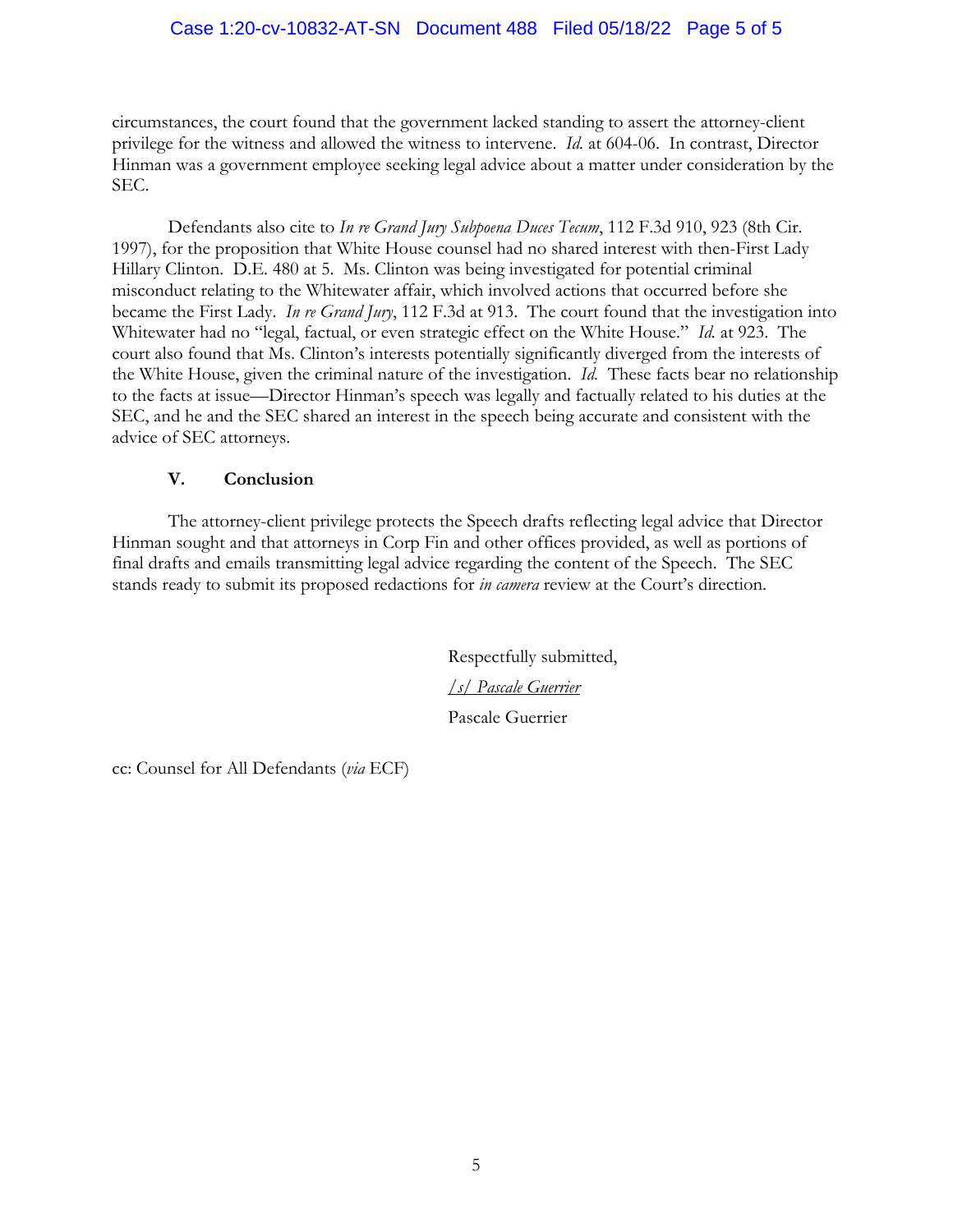circumstances, the court found that the government lacked standing to assert the attorney-client privilege for the witness and allowed the witness to intervene. *Id.* at 604-06. In contrast, Director Hinman was a government employee seeking legal advice about a matter under consideration by the SEC.

Defendants also cite to *In re Grand Jury Subpoena Duces Tecum*, 112 F.3d 910, 923 (8th Cir. 1997), for the proposition that White House counsel had no shared interest with then-First Lady Hillary Clinton. D.E. 480 at 5. Ms. Clinton was being investigated for potential criminal misconduct relating to the Whitewater affair, which involved actions that occurred before she became the First Lady. *In re Grand Jury*, 112 F.3d at 913. The court found that the investigation into Whitewater had no "legal, factual, or even strategic effect on the White House." *Id.* at 923. The court also found that Ms. Clinton's interests potentially significantly diverged from the interests of the White House, given the criminal nature of the investigation. *Id.* These facts bear no relationship to the facts at issue—Director Hinman's speech was legally and factually related to his duties at the SEC, and he and the SEC shared an interest in the speech being accurate and consistent with the advice of SEC attorneys.

## V. Conclusion

The attorney-client privilege protects the Speech drafts reflecting legal advice that Director Hinman sought and that attorneys in Corp Fin and other offices provided, as well as portions of final drafts and emails transmitting legal advice regarding the content of the Speech. The SEC stands ready to submit its proposed redactions for *in camera* review at the Court's direction.

Respectfully submitted,

*/s/ Pascale Guerrier*

Pascale Guerrier

cc: Counsel for All Defendants (*via* ECF)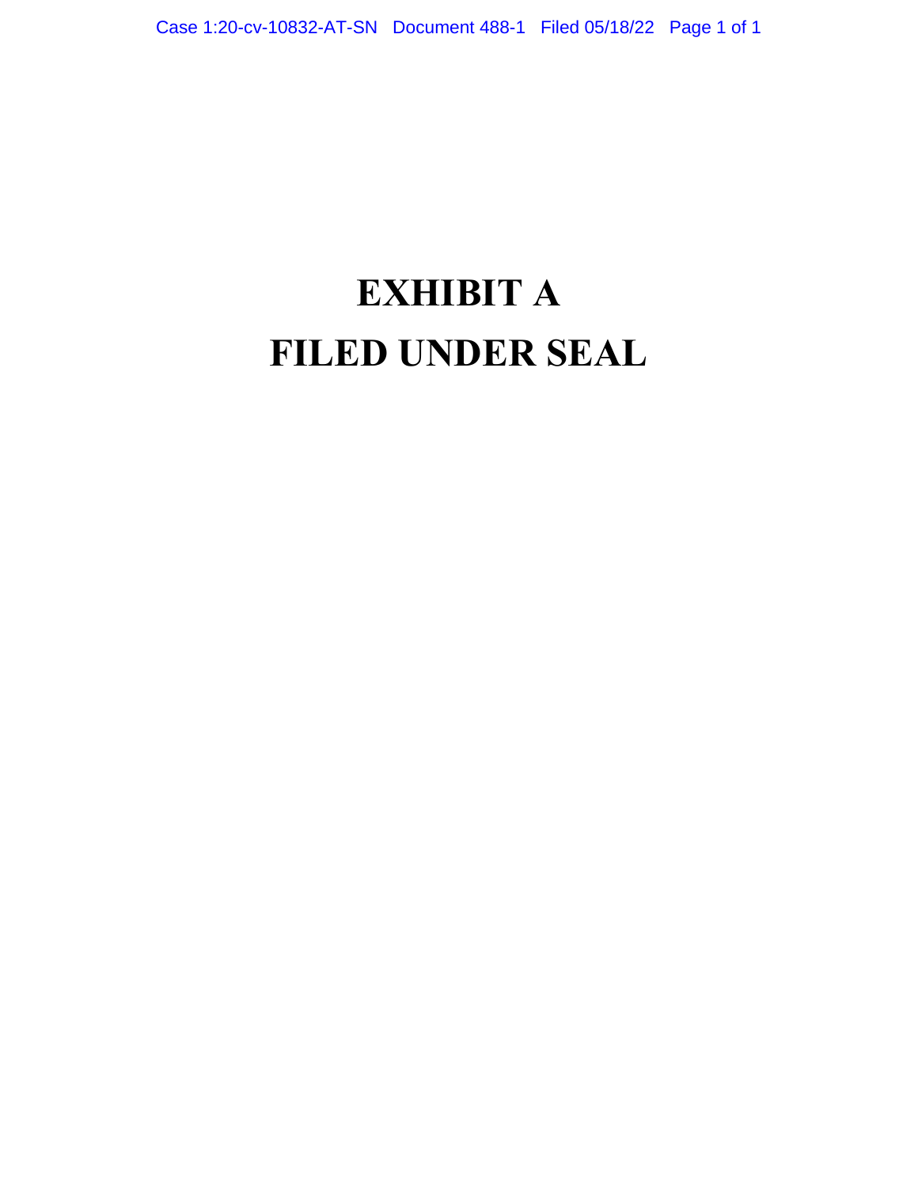# EXHIBIT A

# FILED UNDER SEAL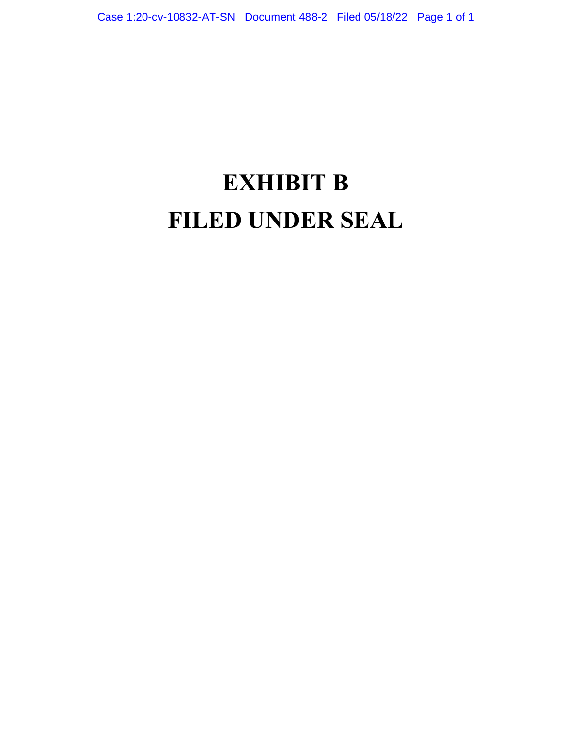# EXHIBIT B
# FILED UNDER SEAL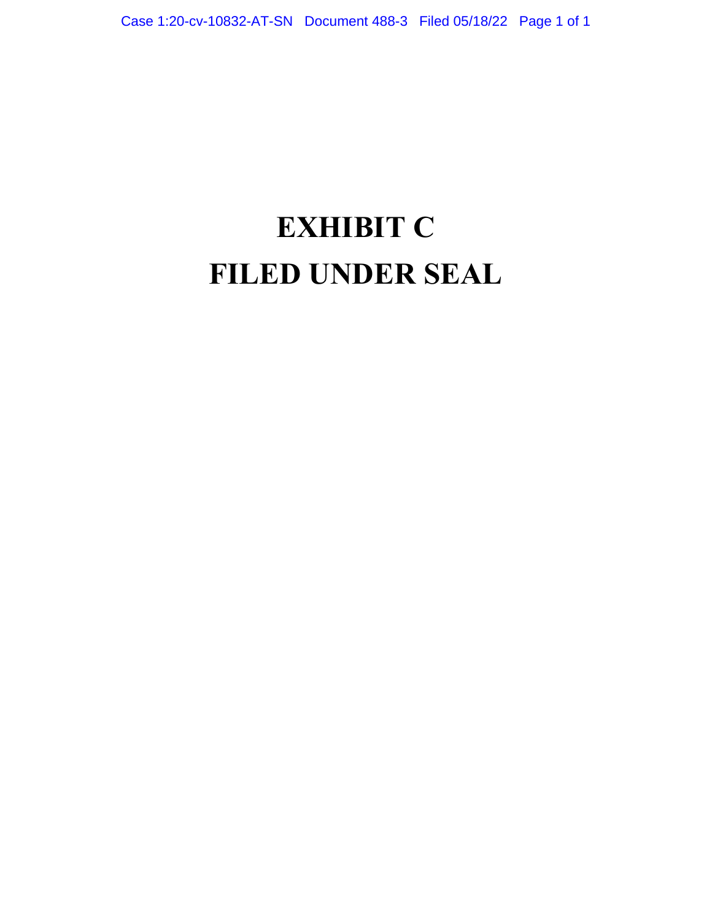# EXHIBIT C
# FILED UNDER SEAL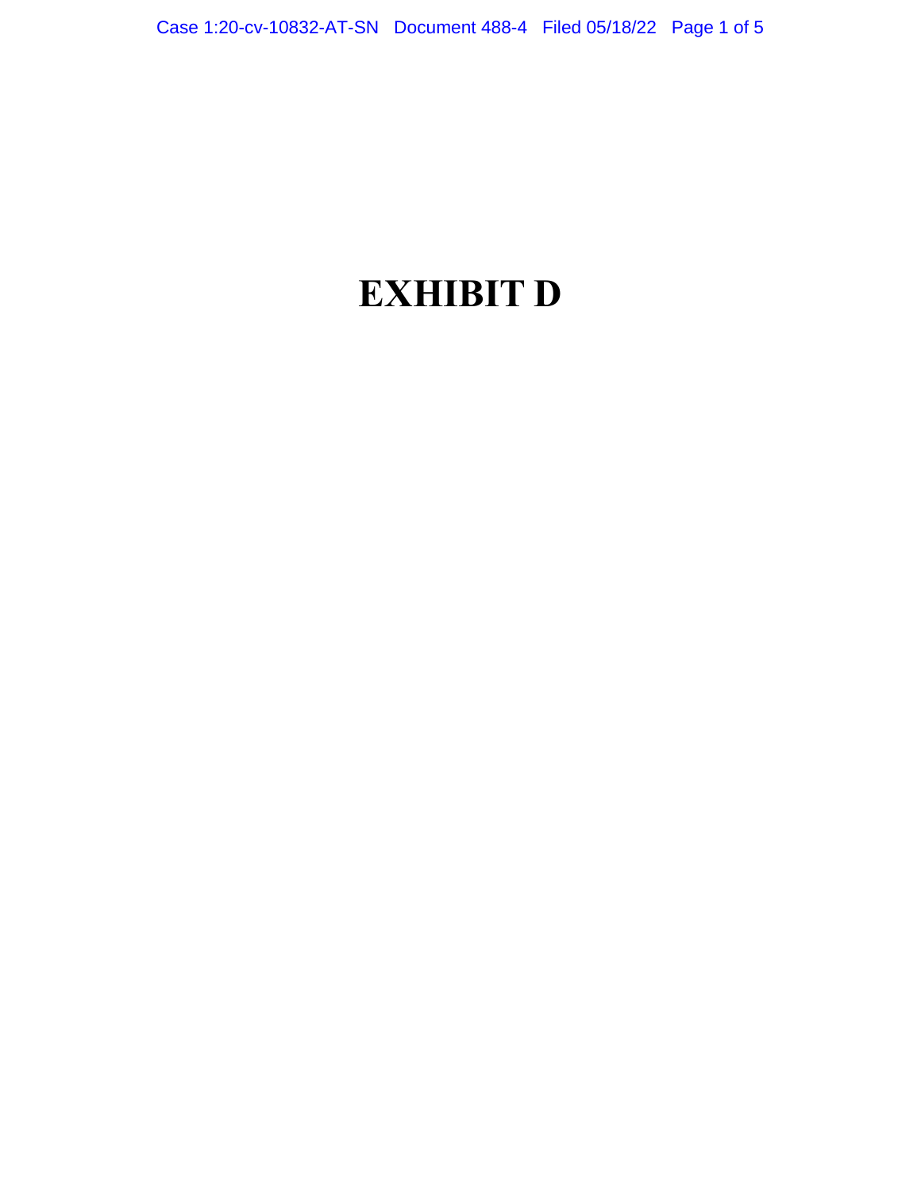# EXHIBIT D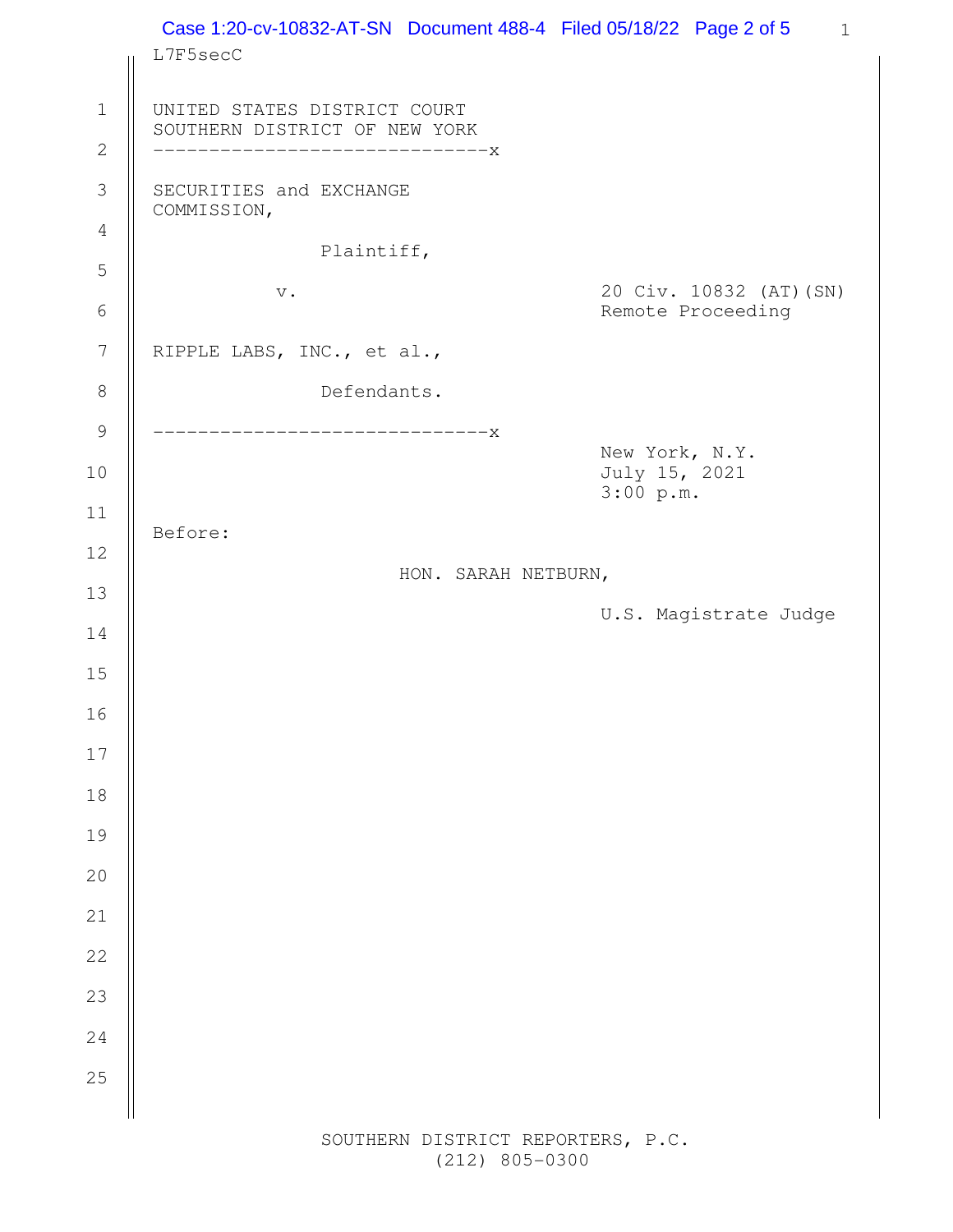L7F5secC

UNITED STATES DISTRICT COURT
SOUTHERN DISTRICT OF NEW YORK
------------------------------x

SECURITIES and EXCHANGE
COMMISSION,

Plaintiff,

v.

20 Civ. 10832 (AT)(SN)
Remote Proceeding

RIPPLE LABS, INC., et al.,

Defendants.

------------------------------x

New York, N.Y.
July 15, 2021
3:00 p.m.

Before:

HON. SARAH NETBURN,

U.S. Magistrate Judge

SOUTHERN DISTRICT REPORTERS, P.C.
(212) 805-0300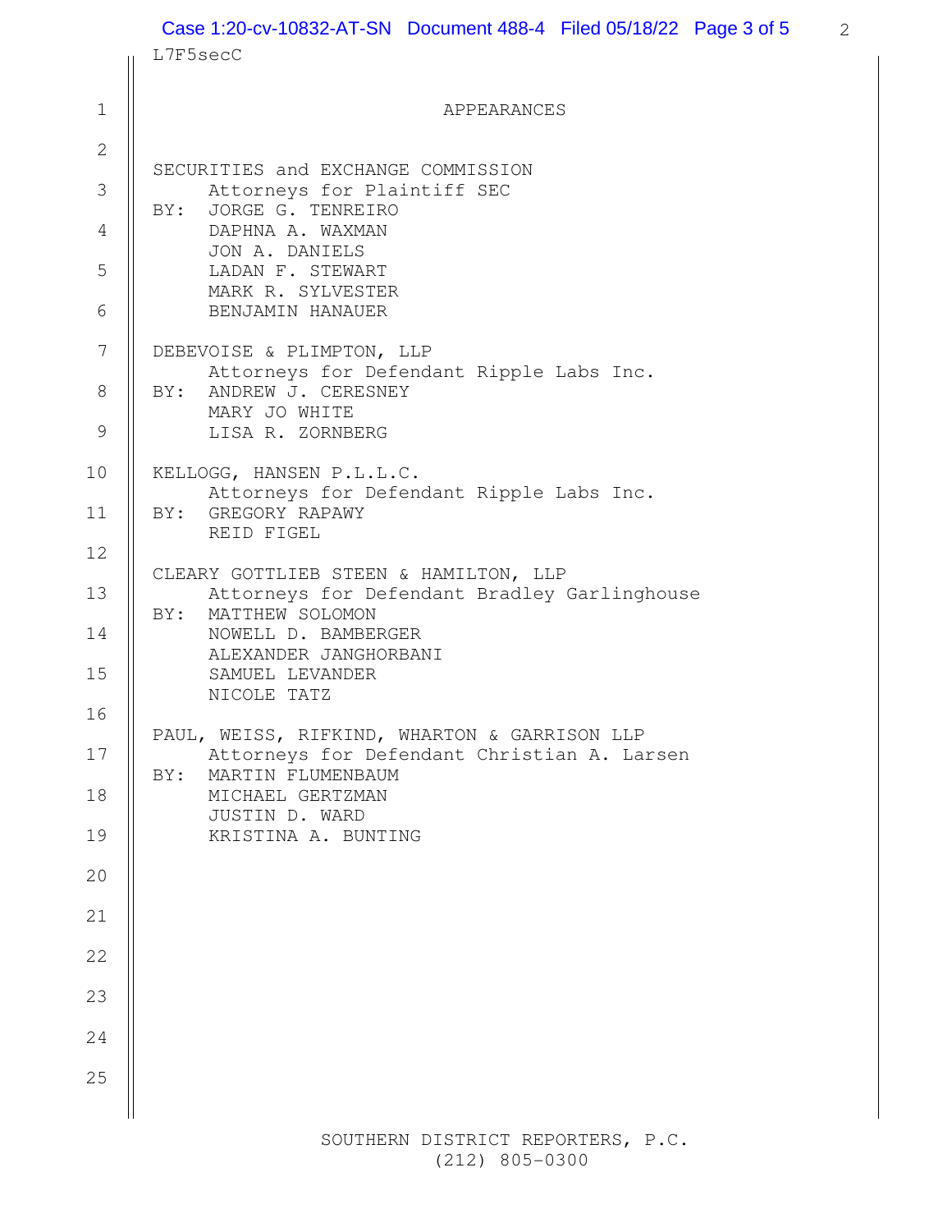APPEARANCES

SECURITIES and EXCHANGE COMMISSION
Attorneys for Plaintiff SEC
BY: JORGE G. TENREIRO
DAPHNA A. WAXMAN
JON A. DANIELS
LADAN F. STEWART
MARK R. SYLVESTER
BENJAMIN HANAUER

DEBEVOISE & PLIMPTON, LLP
Attorneys for Defendant Ripple Labs Inc.
BY: ANDREW J. CERESNEY
MARY JO WHITE
LISA R. ZORNBERG

KELLOGG, HANSEN P.L.L.C.
Attorneys for Defendant Ripple Labs Inc.
BY: GREGORY RAPAWY
REID FIGEL

CLEARY GOTTLIEB STEEN & HAMILTON, LLP
Attorneys for Defendant Bradley Garlinghouse
BY: MATTHEW SOLOMON
NOWELL D. BAMBERGER
ALEXANDER JANGHORBANI
SAMUEL LEVANDER
NICOLE TATZ

PAUL, WEISS, RIFKIND, WHARTON & GARRISON LLP
Attorneys for Defendant Christian A. Larsen
BY: MARTIN FLUMENBAUM
MICHAEL GERTZMAN
JUSTIN D. WARD
KRISTINA A. BUNTING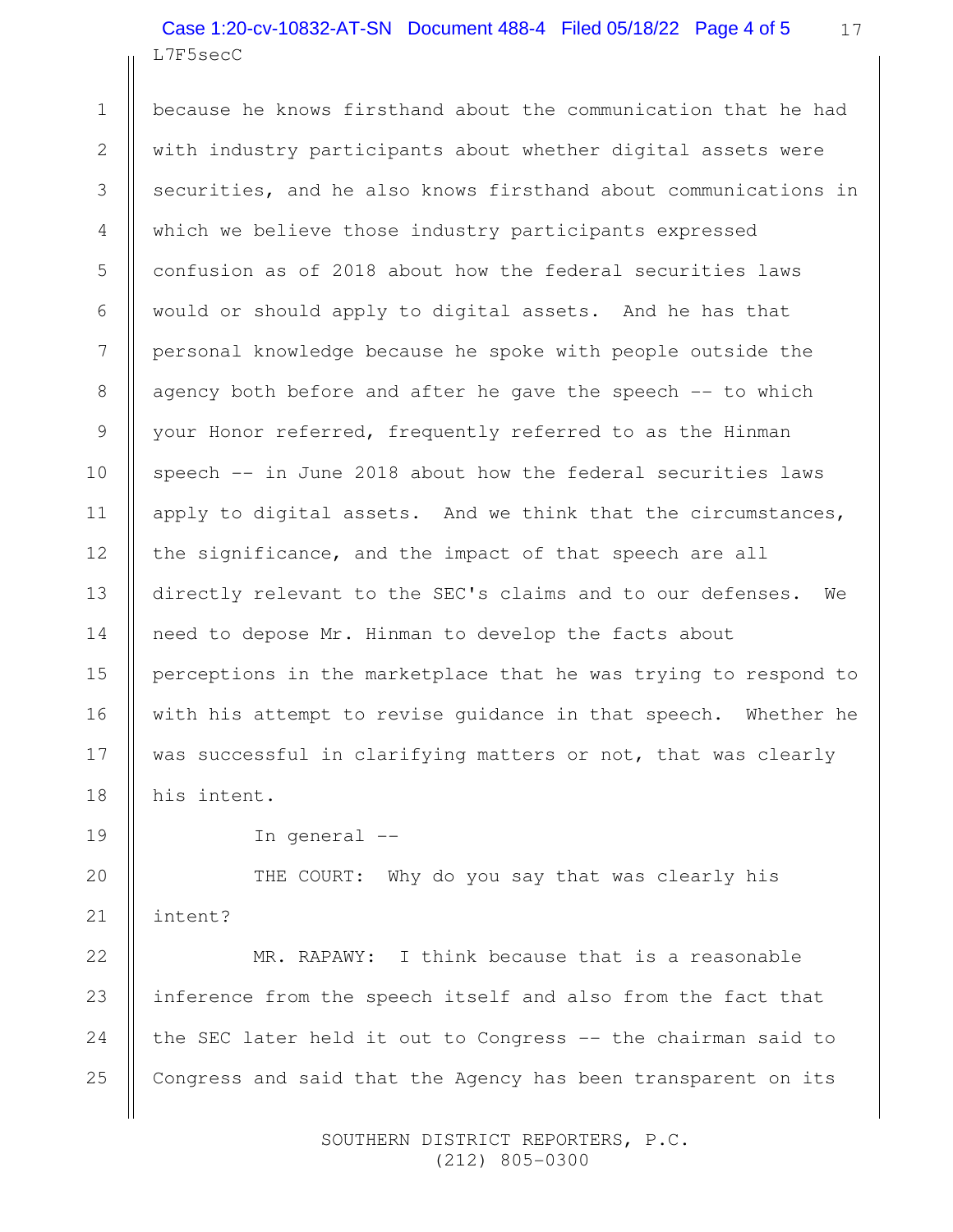because he knows firsthand about the communication that he had with industry participants about whether digital assets were securities, and he also knows firsthand about communications in which we believe those industry participants expressed confusion as of 2018 about how the federal securities laws would or should apply to digital assets. And he has that personal knowledge because he spoke with people outside the agency both before and after he gave the speech -- to which your Honor referred, frequently referred to as the Hinman speech -- in June 2018 about how the federal securities laws apply to digital assets. And we think that the circumstances, the significance, and the impact of that speech are all directly relevant to the SEC's claims and to our defenses. We need to depose Mr. Hinman to develop the facts about perceptions in the marketplace that he was trying to respond to with his attempt to revise guidance in that speech. Whether he was successful in clarifying matters or not, that was clearly his intent.

In general --

THE COURT: Why do you say that was clearly his intent?

MR. RAPAWY: I think because that is a reasonable inference from the speech itself and also from the fact that the SEC later held it out to Congress -- the chairman said to Congress and said that the Agency has been transparent on its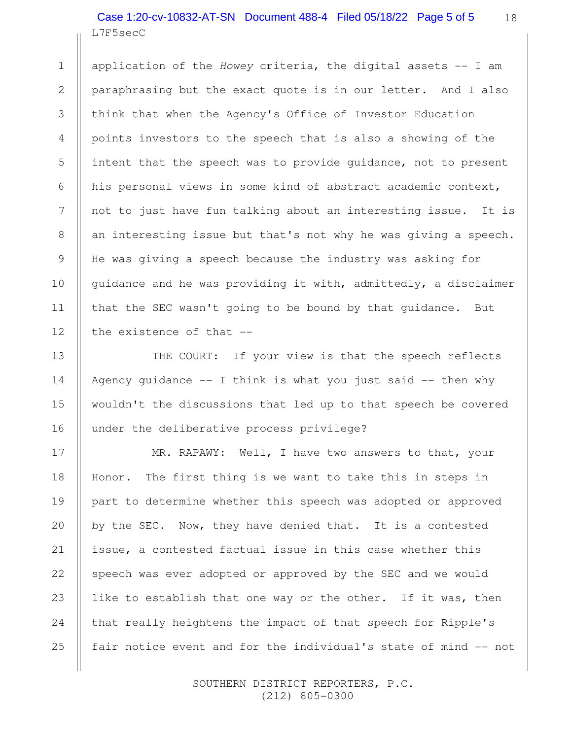application of the *Howey* criteria, the digital assets -- I am paraphrasing but the exact quote is in our letter. And I also think that when the Agency's Office of Investor Education points investors to the speech that is also a showing of the intent that the speech was to provide guidance, not to present his personal views in some kind of abstract academic context, not to just have fun talking about an interesting issue. It is an interesting issue but that's not why he was giving a speech. He was giving a speech because the industry was asking for guidance and he was providing it with, admittedly, a disclaimer that the SEC wasn't going to be bound by that guidance. But the existence of that --

THE COURT: If your view is that the speech reflects Agency guidance -- I think is what you just said -- then why wouldn't the discussions that led up to that speech be covered under the deliberative process privilege?

MR. RAPAWY: Well, I have two answers to that, your Honor. The first thing is we want to take this in steps in part to determine whether this speech was adopted or approved by the SEC. Now, they have denied that. It is a contested issue, a contested factual issue in this case whether this speech was ever adopted or approved by the SEC and we would like to establish that one way or the other. If it was, then that really heightens the impact of that speech for Ripple's fair notice event and for the individual's state of mind -- not